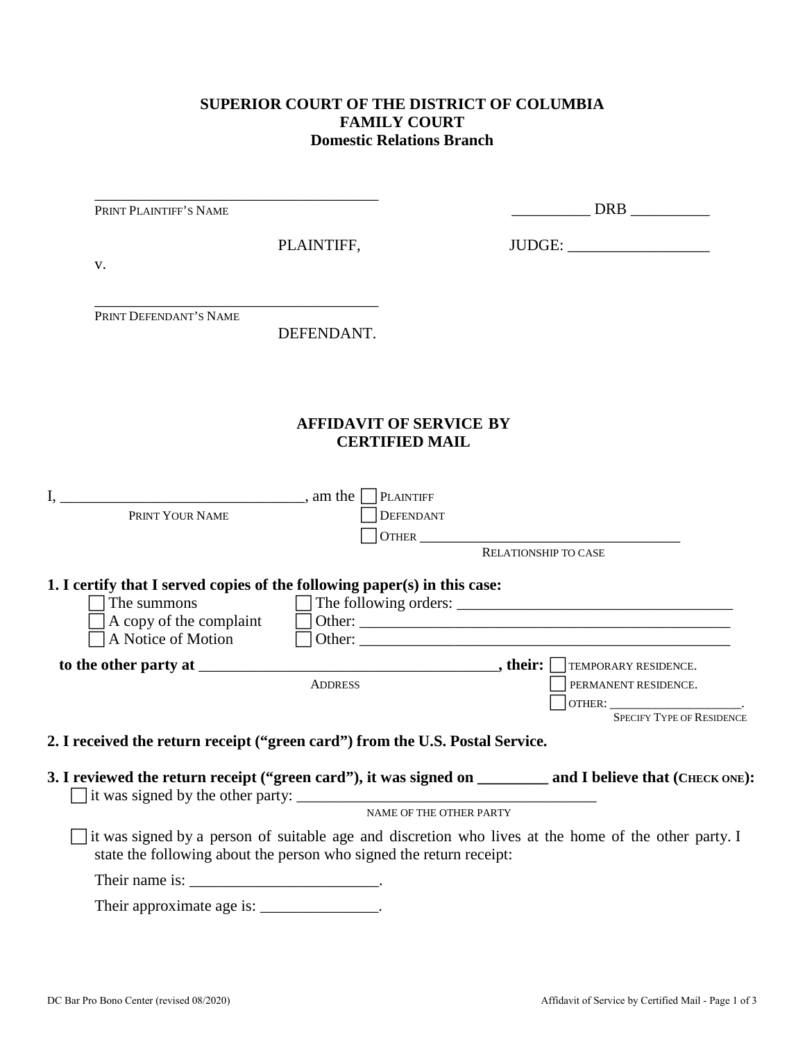**SUPERIOR COURT OF THE DISTRICT OF COLUMBIA**
**FAMILY COURT**
**Domestic Relations Branch**

_____________________________________
PRINT PLAINTIFF'S NAME

PLAINTIFF,

v.

_____________________________________
PRINT DEFENDANT'S NAME

DEFENDANT.

__________ DRB __________

JUDGE: __________________

## AFFIDAVIT OF SERVICE BY CERTIFIED MAIL

I, ______________________________, am the ☐ PLAINTIFF ☐ DEFENDANT ☐ OTHER ___________________________________
PRINT YOUR NAME — RELATIONSHIP TO CASE

**1. I certify that I served copies of the following paper(s) in this case:**

- ☐ The summons
- ☐ A copy of the complaint
- ☐ A Notice of Motion
- ☐ The following orders: ___________________________________
- ☐ Other: ______________________________________________
- ☐ Other: ______________________________________________

**to the other party at** _____________________________________, **their:** ☐ TEMPORARY RESIDENCE. ☐ PERMANENT RESIDENCE. ☐ OTHER: ____________________.
ADDRESS — SPECIFY TYPE OF RESIDENCE

**2. I received the return receipt ("green card") from the U.S. Postal Service.**

**3. I reviewed the return receipt ("green card"), it was signed on _________ and I believe that (CHECK ONE):**

☐ it was signed by the other party: _______________________________________
NAME OF THE OTHER PARTY

☐ it was signed by a person of suitable age and discretion who lives at the home of the other party. I state the following about the person who signed the return receipt:

Their name is: ________________________.

Their approximate age is: _______________.

DC Bar Pro Bono Center (revised 08/2020)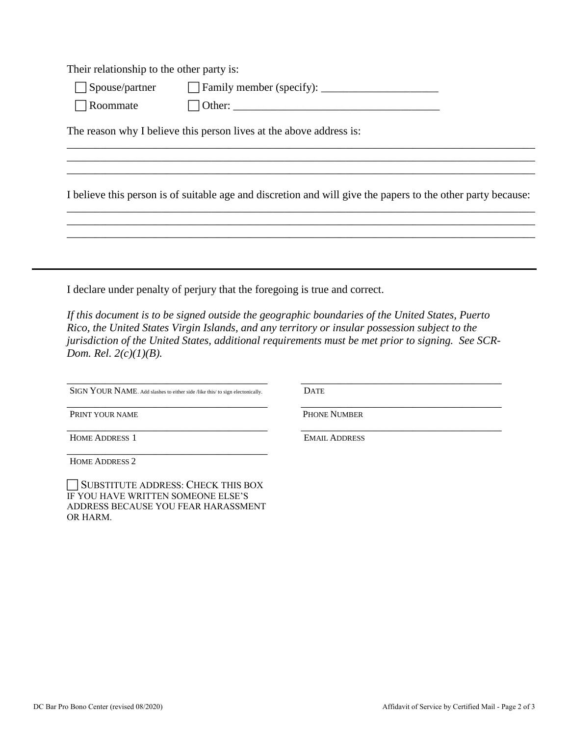Their relationship to the other party is:

☐ Spouse/partner ☐ Family member (specify): _____________________

☐ Roommate ☐ Other: _____________________________________

The reason why I believe this person lives at the above address is:

_______________________________________________________________________________
_______________________________________________________________________________
_______________________________________________________________________________

I believe this person is of suitable age and discretion and will give the papers to the other party because:

_______________________________________________________________________________
_______________________________________________________________________________
_______________________________________________________________________________

---

I declare under penalty of perjury that the foregoing is true and correct.

*If this document is to be signed outside the geographic boundaries of the United States, Puerto Rico, the United States Virgin Islands, and any territory or insular possession subject to the jurisdiction of the United States, additional requirements must be met prior to signing. See SCR-Dom. Rel. 2(c)(1)(B).*

| | |
|---|---|
| ______________________________________ SIGN YOUR NAME. Add slashes to either side /like this/ to sign electonically. | ______________________________________ DATE |
| ______________________________________ PRINT YOUR NAME | ______________________________________ PHONE NUMBER |
| ______________________________________ HOME ADDRESS 1 | ______________________________________ EMAIL ADDRESS |
| ______________________________________ HOME ADDRESS 2 | |

☐ SUBSTITUTE ADDRESS: CHECK THIS BOX IF YOU HAVE WRITTEN SOMEONE ELSE'S ADDRESS BECAUSE YOU FEAR HARASSMENT OR HARM.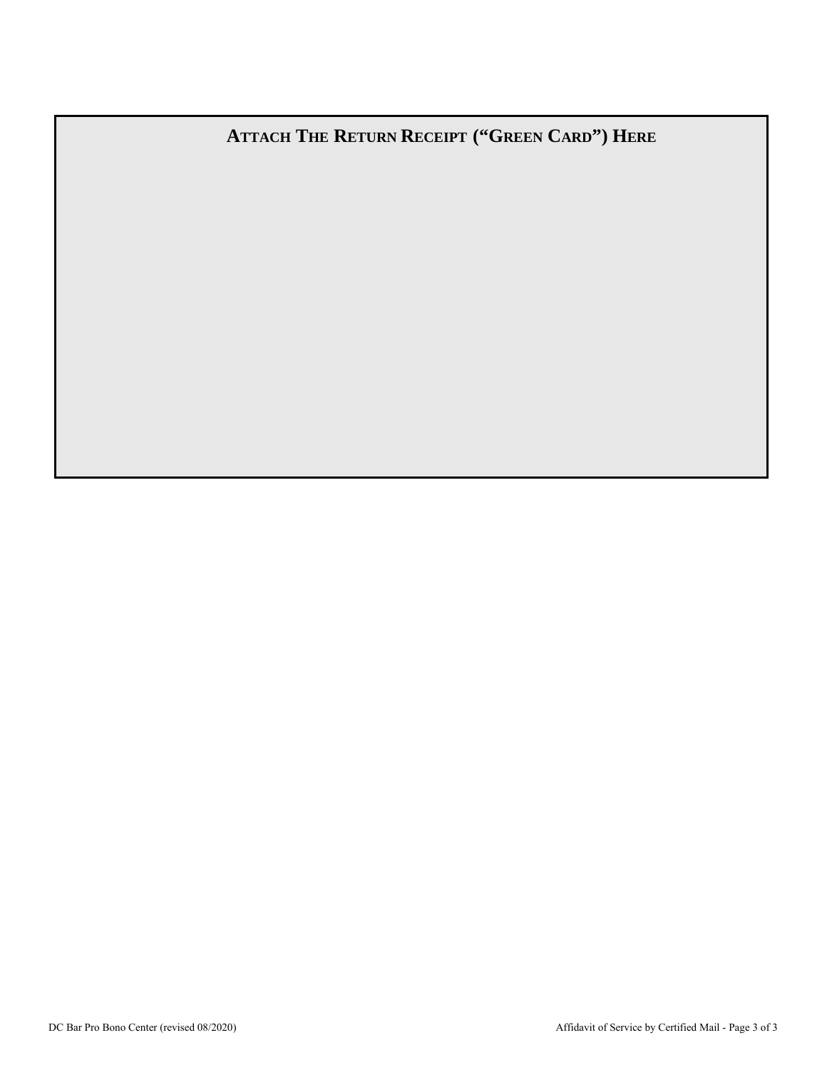**ATTACH THE RETURN RECEIPT ("GREEN CARD") HERE**